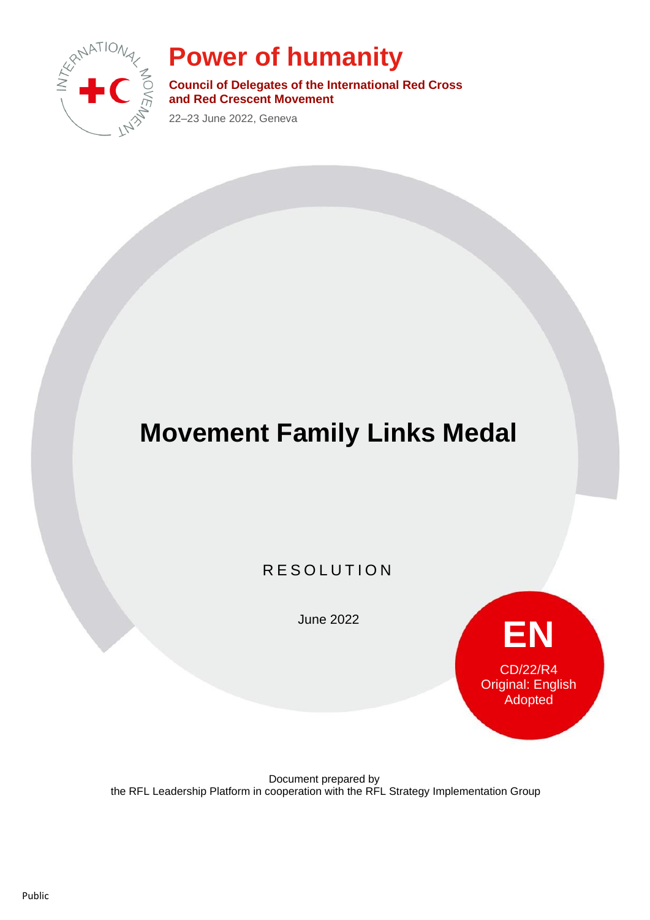# Power of humanity

**Council of Delegates of the International Red Cross and Red Crescent Movement**

22–23 June 2022, Geneva

# Movement Family Links Medal

RESOLUTION

June 2022

**EN**

CD/22/R4
Original: English
Adopted

Document prepared by
the RFL Leadership Platform in cooperation with the RFL Strategy Implementation Group

Public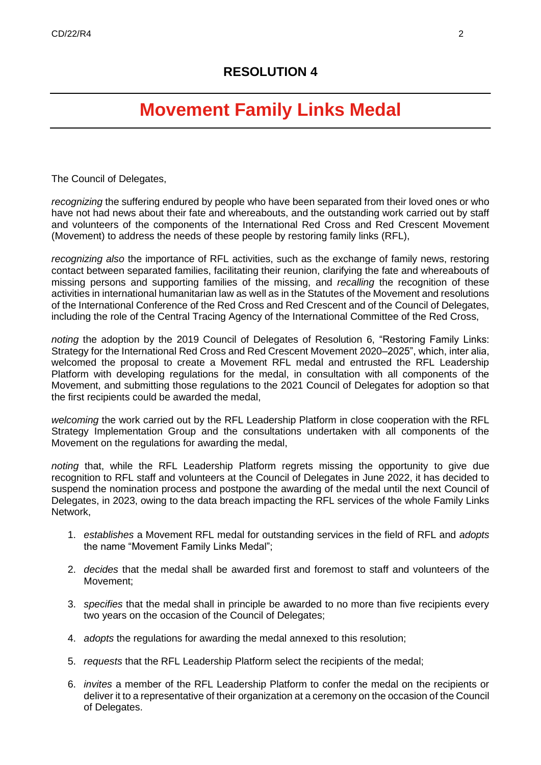## RESOLUTION 4

# Movement Family Links Medal

The Council of Delegates,

*recognizing* the suffering endured by people who have been separated from their loved ones or who have not had news about their fate and whereabouts, and the outstanding work carried out by staff and volunteers of the components of the International Red Cross and Red Crescent Movement (Movement) to address the needs of these people by restoring family links (RFL),

*recognizing also* the importance of RFL activities, such as the exchange of family news, restoring contact between separated families, facilitating their reunion, clarifying the fate and whereabouts of missing persons and supporting families of the missing, and *recalling* the recognition of these activities in international humanitarian law as well as in the Statutes of the Movement and resolutions of the International Conference of the Red Cross and Red Crescent and of the Council of Delegates, including the role of the Central Tracing Agency of the International Committee of the Red Cross,

*noting* the adoption by the 2019 Council of Delegates of Resolution 6, "Restoring Family Links: Strategy for the International Red Cross and Red Crescent Movement 2020–2025", which, inter alia, welcomed the proposal to create a Movement RFL medal and entrusted the RFL Leadership Platform with developing regulations for the medal, in consultation with all components of the Movement, and submitting those regulations to the 2021 Council of Delegates for adoption so that the first recipients could be awarded the medal,

*welcoming* the work carried out by the RFL Leadership Platform in close cooperation with the RFL Strategy Implementation Group and the consultations undertaken with all components of the Movement on the regulations for awarding the medal,

*noting* that, while the RFL Leadership Platform regrets missing the opportunity to give due recognition to RFL staff and volunteers at the Council of Delegates in June 2022, it has decided to suspend the nomination process and postpone the awarding of the medal until the next Council of Delegates, in 2023, owing to the data breach impacting the RFL services of the whole Family Links Network,

1. *establishes* a Movement RFL medal for outstanding services in the field of RFL and *adopts* the name "Movement Family Links Medal";
2. *decides* that the medal shall be awarded first and foremost to staff and volunteers of the Movement;
3. *specifies* that the medal shall in principle be awarded to no more than five recipients every two years on the occasion of the Council of Delegates;
4. *adopts* the regulations for awarding the medal annexed to this resolution;
5. *requests* that the RFL Leadership Platform select the recipients of the medal;
6. *invites* a member of the RFL Leadership Platform to confer the medal on the recipients or deliver it to a representative of their organization at a ceremony on the occasion of the Council of Delegates.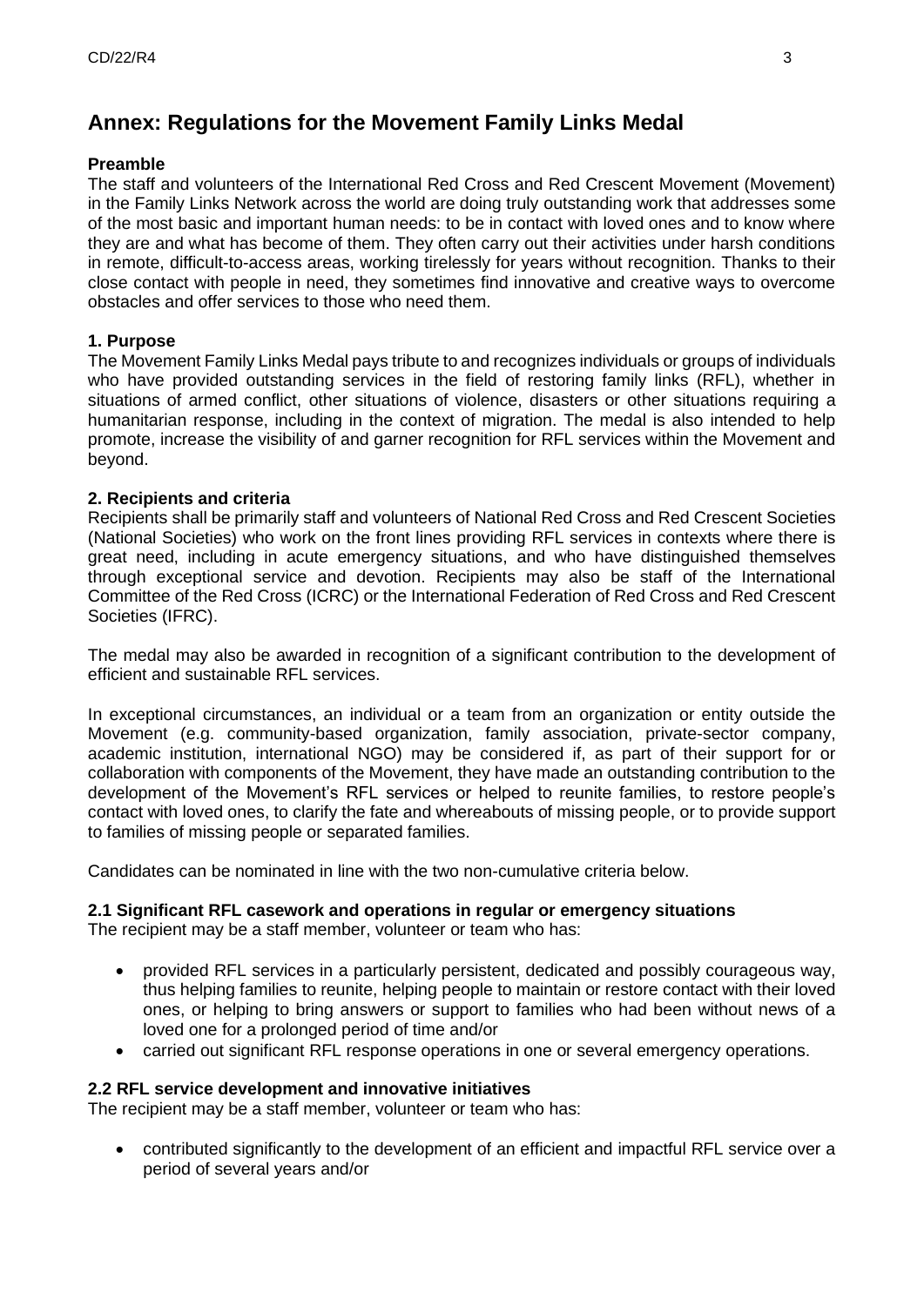# Annex: Regulations for the Movement Family Links Medal

**Preamble**

The staff and volunteers of the International Red Cross and Red Crescent Movement (Movement) in the Family Links Network across the world are doing truly outstanding work that addresses some of the most basic and important human needs: to be in contact with loved ones and to know where they are and what has become of them. They often carry out their activities under harsh conditions in remote, difficult-to-access areas, working tirelessly for years without recognition. Thanks to their close contact with people in need, they sometimes find innovative and creative ways to overcome obstacles and offer services to those who need them.

**1. Purpose**

The Movement Family Links Medal pays tribute to and recognizes individuals or groups of individuals who have provided outstanding services in the field of restoring family links (RFL), whether in situations of armed conflict, other situations of violence, disasters or other situations requiring a humanitarian response, including in the context of migration. The medal is also intended to help promote, increase the visibility of and garner recognition for RFL services within the Movement and beyond.

**2. Recipients and criteria**

Recipients shall be primarily staff and volunteers of National Red Cross and Red Crescent Societies (National Societies) who work on the front lines providing RFL services in contexts where there is great need, including in acute emergency situations, and who have distinguished themselves through exceptional service and devotion. Recipients may also be staff of the International Committee of the Red Cross (ICRC) or the International Federation of Red Cross and Red Crescent Societies (IFRC).

The medal may also be awarded in recognition of a significant contribution to the development of efficient and sustainable RFL services.

In exceptional circumstances, an individual or a team from an organization or entity outside the Movement (e.g. community-based organization, family association, private-sector company, academic institution, international NGO) may be considered if, as part of their support for or collaboration with components of the Movement, they have made an outstanding contribution to the development of the Movement's RFL services or helped to reunite families, to restore people's contact with loved ones, to clarify the fate and whereabouts of missing people, or to provide support to families of missing people or separated families.

Candidates can be nominated in line with the two non-cumulative criteria below.

**2.1 Significant RFL casework and operations in regular or emergency situations**

The recipient may be a staff member, volunteer or team who has:

- provided RFL services in a particularly persistent, dedicated and possibly courageous way, thus helping families to reunite, helping people to maintain or restore contact with their loved ones, or helping to bring answers or support to families who had been without news of a loved one for a prolonged period of time and/or
- carried out significant RFL response operations in one or several emergency operations.

**2.2 RFL service development and innovative initiatives**

The recipient may be a staff member, volunteer or team who has:

- contributed significantly to the development of an efficient and impactful RFL service over a period of several years and/or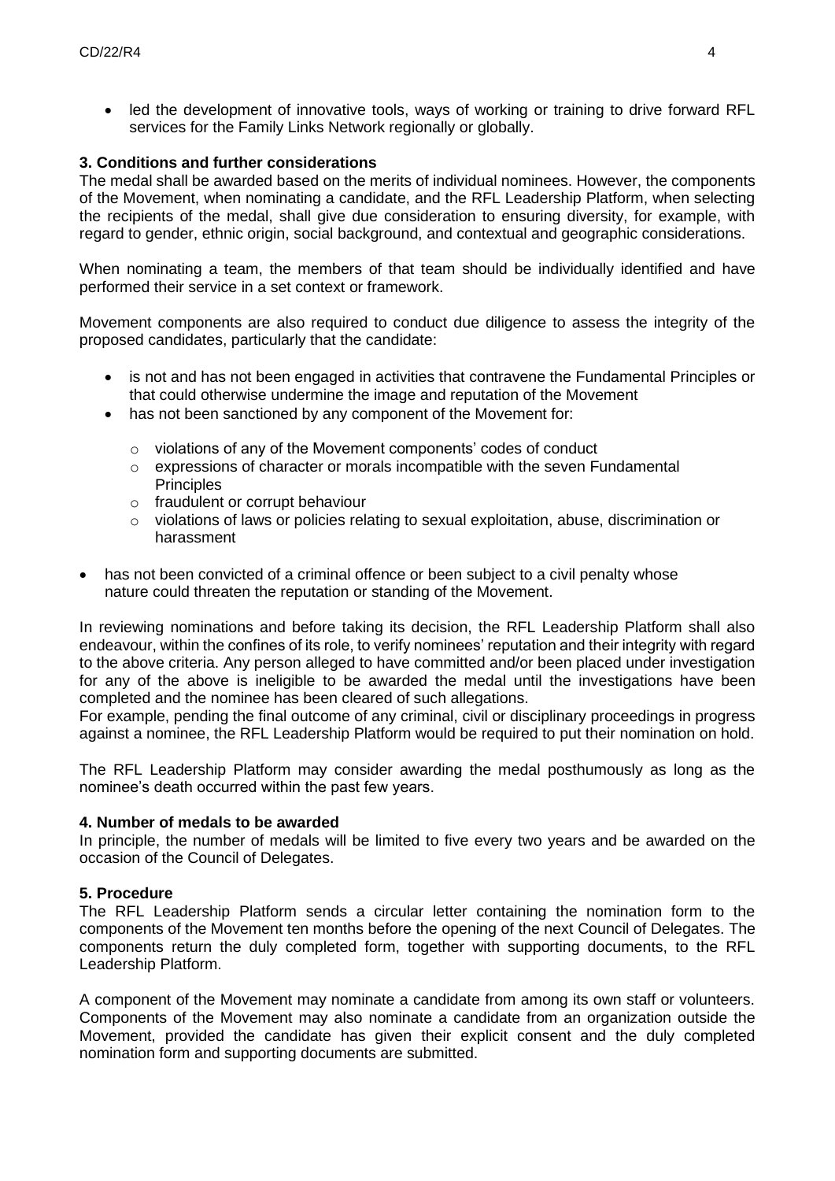- led the development of innovative tools, ways of working or training to drive forward RFL services for the Family Links Network regionally or globally.

**3. Conditions and further considerations**

The medal shall be awarded based on the merits of individual nominees. However, the components of the Movement, when nominating a candidate, and the RFL Leadership Platform, when selecting the recipients of the medal, shall give due consideration to ensuring diversity, for example, with regard to gender, ethnic origin, social background, and contextual and geographic considerations.

When nominating a team, the members of that team should be individually identified and have performed their service in a set context or framework.

Movement components are also required to conduct due diligence to assess the integrity of the proposed candidates, particularly that the candidate:

- is not and has not been engaged in activities that contravene the Fundamental Principles or that could otherwise undermine the image and reputation of the Movement
- has not been sanctioned by any component of the Movement for:
  - violations of any of the Movement components' codes of conduct
  - expressions of character or morals incompatible with the seven Fundamental Principles
  - fraudulent or corrupt behaviour
  - violations of laws or policies relating to sexual exploitation, abuse, discrimination or harassment
- has not been convicted of a criminal offence or been subject to a civil penalty whose nature could threaten the reputation or standing of the Movement.

In reviewing nominations and before taking its decision, the RFL Leadership Platform shall also endeavour, within the confines of its role, to verify nominees' reputation and their integrity with regard to the above criteria. Any person alleged to have committed and/or been placed under investigation for any of the above is ineligible to be awarded the medal until the investigations have been completed and the nominee has been cleared of such allegations.
For example, pending the final outcome of any criminal, civil or disciplinary proceedings in progress against a nominee, the RFL Leadership Platform would be required to put their nomination on hold.

The RFL Leadership Platform may consider awarding the medal posthumously as long as the nominee's death occurred within the past few years.

**4. Number of medals to be awarded**

In principle, the number of medals will be limited to five every two years and be awarded on the occasion of the Council of Delegates.

**5. Procedure**

The RFL Leadership Platform sends a circular letter containing the nomination form to the components of the Movement ten months before the opening of the next Council of Delegates. The components return the duly completed form, together with supporting documents, to the RFL Leadership Platform.

A component of the Movement may nominate a candidate from among its own staff or volunteers. Components of the Movement may also nominate a candidate from an organization outside the Movement, provided the candidate has given their explicit consent and the duly completed nomination form and supporting documents are submitted.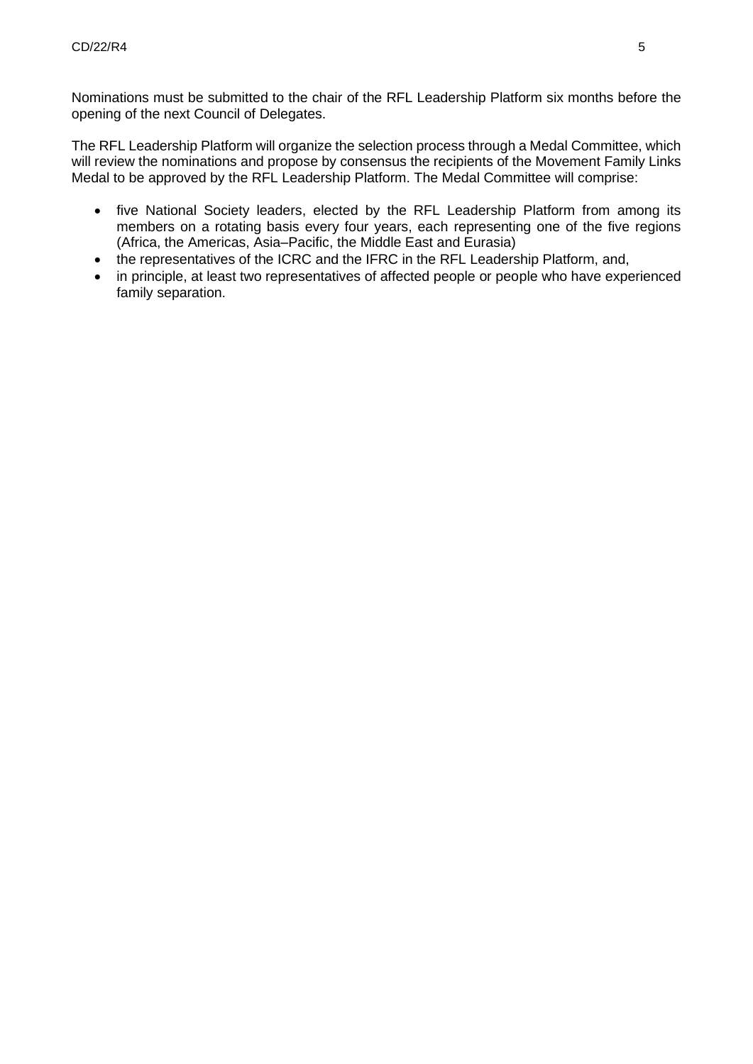Nominations must be submitted to the chair of the RFL Leadership Platform six months before the opening of the next Council of Delegates.

The RFL Leadership Platform will organize the selection process through a Medal Committee, which will review the nominations and propose by consensus the recipients of the Movement Family Links Medal to be approved by the RFL Leadership Platform. The Medal Committee will comprise:

- five National Society leaders, elected by the RFL Leadership Platform from among its members on a rotating basis every four years, each representing one of the five regions (Africa, the Americas, Asia–Pacific, the Middle East and Eurasia)
- the representatives of the ICRC and the IFRC in the RFL Leadership Platform, and,
- in principle, at least two representatives of affected people or people who have experienced family separation.